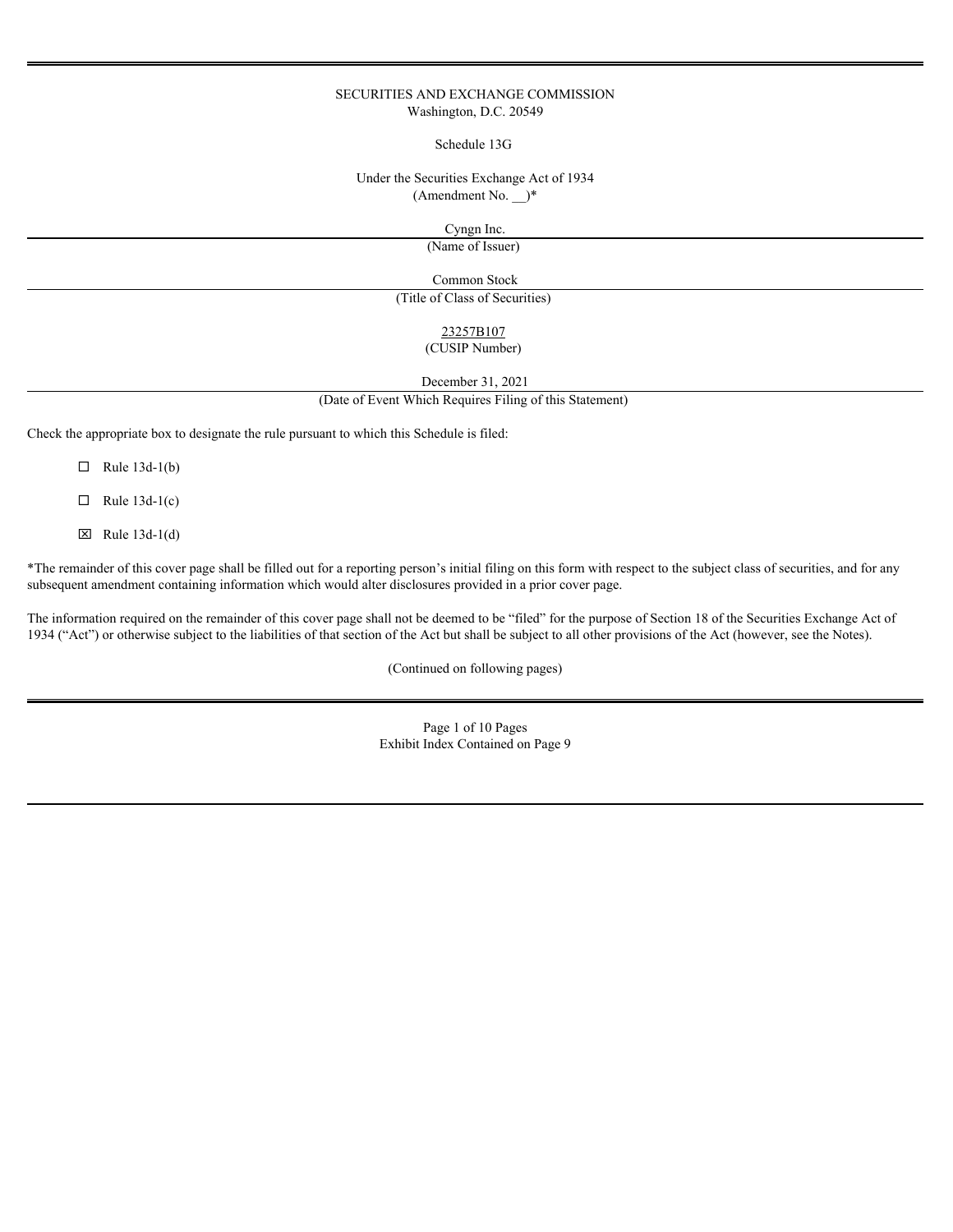SECURITIES AND EXCHANGE COMMISSION
Washington, D.C. 20549

Schedule 13G

Under the Securities Exchange Act of 1934
(Amendment No. __)*

Cyngn Inc.
(Name of Issuer)

Common Stock
(Title of Class of Securities)

23257B107
(CUSIP Number)

December 31, 2021
(Date of Event Which Requires Filing of this Statement)

Check the appropriate box to designate the rule pursuant to which this Schedule is filed:

☐ Rule 13d-1(b)

☐ Rule 13d-1(c)

☒ Rule 13d-1(d)

*The remainder of this cover page shall be filled out for a reporting person's initial filing on this form with respect to the subject class of securities, and for any subsequent amendment containing information which would alter disclosures provided in a prior cover page.

The information required on the remainder of this cover page shall not be deemed to be "filed" for the purpose of Section 18 of the Securities Exchange Act of 1934 ("Act") or otherwise subject to the liabilities of that section of the Act but shall be subject to all other provisions of the Act (however, see the Notes).

(Continued on following pages)

Exhibit Index Contained on Page 9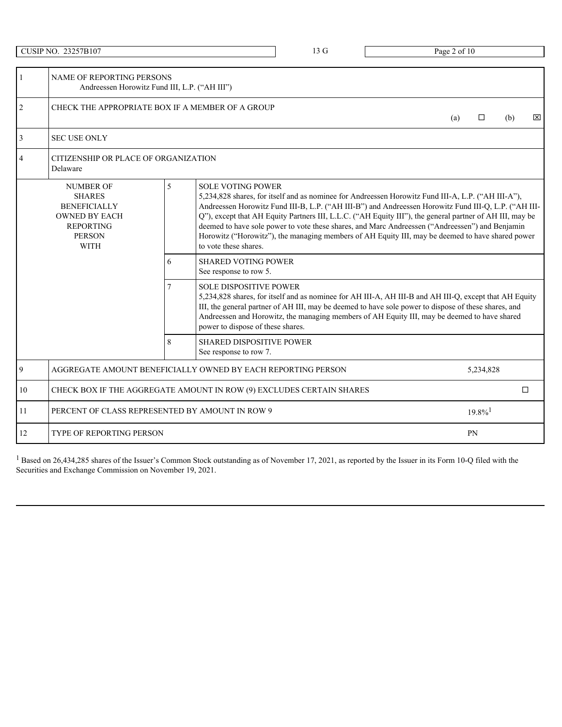| CUSIP NO. 23257B107 | 13 G | |
|---|---|---|

| | | | |
|---|---|---|---|
| 1 | NAME OF REPORTING PERSONS<br>Andreessen Horowitz Fund III, L.P. (“AH III”) | | |
| 2 | CHECK THE APPROPRIATE BOX IF A MEMBER OF A GROUP (a) ☐ (b) ☒ | | |
| 3 | SEC USE ONLY | | |
| 4 | CITIZENSHIP OR PLACE OF ORGANIZATION<br>Delaware | | |
| NUMBER OF SHARES BENEFICIALLY OWNED BY EACH REPORTING PERSON WITH | 5 | SOLE VOTING POWER<br>5,234,828 shares, for itself and as nominee for Andreessen Horowitz Fund III-A, L.P. (“AH III-A”), Andreessen Horowitz Fund III-B, L.P. (“AH III-B”) and Andreessen Horowitz Fund III-Q, L.P. (“AH III-Q”), except that AH Equity Partners III, L.L.C. (“AH Equity III”), the general partner of AH III, may be deemed to have sole power to vote these shares, and Marc Andreessen (“Andreessen”) and Benjamin Horowitz (“Horowitz”), the managing members of AH Equity III, may be deemed to have shared power to vote these shares. | |
| | 6 | SHARED VOTING POWER<br>See response to row 5. | |
| | 7 | SOLE DISPOSITIVE POWER<br>5,234,828 shares, for itself and as nominee for AH III-A, AH III-B and AH III-Q, except that AH Equity III, the general partner of AH III, may be deemed to have sole power to dispose of these shares, and Andreessen and Horowitz, the managing members of AH Equity III, may be deemed to have shared power to dispose of these shares. | |
| | 8 | SHARED DISPOSITIVE POWER<br>See response to row 7. | |
| 9 | AGGREGATE AMOUNT BENEFICIALLY OWNED BY EACH REPORTING PERSON | | 5,234,828 |
| 10 | CHECK BOX IF THE AGGREGATE AMOUNT IN ROW (9) EXCLUDES CERTAIN SHARES | | ☐ |
| 11 | PERCENT OF CLASS REPRESENTED BY AMOUNT IN ROW 9 | | 19.8%[1] |
| 12 | TYPE OF REPORTING PERSON | | PN |

[1] Based on 26,434,285 shares of the Issuer’s Common Stock outstanding as of November 17, 2021, as reported by the Issuer in its Form 10-Q filed with the Securities and Exchange Commission on November 19, 2021.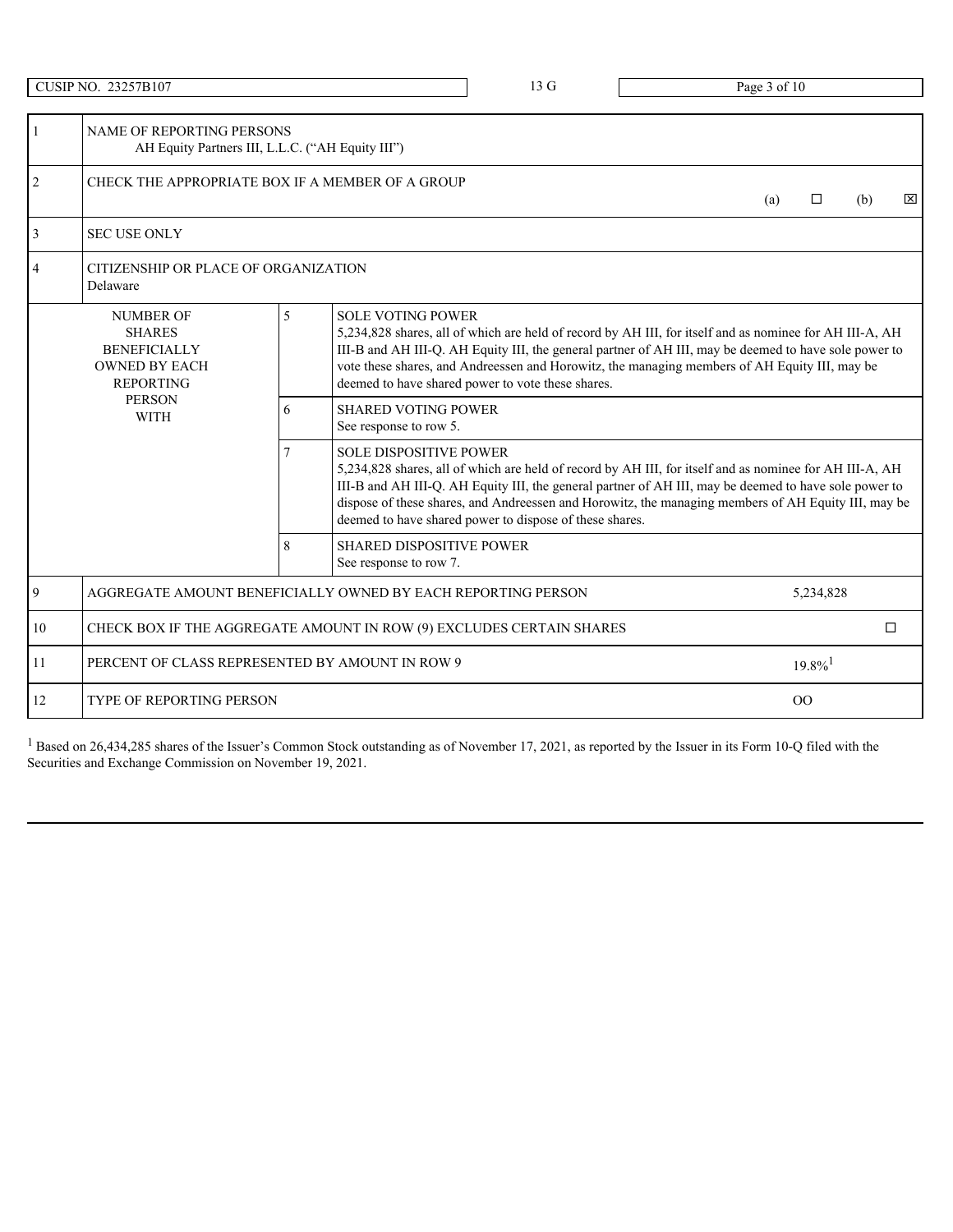CUSIP NO. 23257B107 | 13 G

| | | | |
|---|---|---|---|
| 1 | NAME OF REPORTING PERSONS<br>AH Equity Partners III, L.L.C. ("AH Equity III") | | |
| 2 | CHECK THE APPROPRIATE BOX IF A MEMBER OF A GROUP | | (a) ☐ (b) ☒ |
| 3 | SEC USE ONLY | | |
| 4 | CITIZENSHIP OR PLACE OF ORGANIZATION<br>Delaware | | |
| NUMBER OF SHARES BENEFICIALLY OWNED BY EACH REPORTING PERSON WITH | 5 | SOLE VOTING POWER<br>5,234,828 shares, all of which are held of record by AH III, for itself and as nominee for AH III-A, AH III-B and AH III-Q. AH Equity III, the general partner of AH III, may be deemed to have sole power to vote these shares, and Andreessen and Horowitz, the managing members of AH Equity III, may be deemed to have shared power to vote these shares. | |
| | 6 | SHARED VOTING POWER<br>See response to row 5. | |
| | 7 | SOLE DISPOSITIVE POWER<br>5,234,828 shares, all of which are held of record by AH III, for itself and as nominee for AH III-A, AH III-B and AH III-Q. AH Equity III, the general partner of AH III, may be deemed to have sole power to dispose of these shares, and Andreessen and Horowitz, the managing members of AH Equity III, may be deemed to have shared power to dispose of these shares. | |
| | 8 | SHARED DISPOSITIVE POWER<br>See response to row 7. | |
| 9 | AGGREGATE AMOUNT BENEFICIALLY OWNED BY EACH REPORTING PERSON | | 5,234,828 |
| 10 | CHECK BOX IF THE AGGREGATE AMOUNT IN ROW (9) EXCLUDES CERTAIN SHARES | | ☐ |
| 11 | PERCENT OF CLASS REPRESENTED BY AMOUNT IN ROW 9 | | 19.8%[1] |
| 12 | TYPE OF REPORTING PERSON | | OO |

[1] Based on 26,434,285 shares of the Issuer's Common Stock outstanding as of November 17, 2021, as reported by the Issuer in its Form 10-Q filed with the Securities and Exchange Commission on November 19, 2021.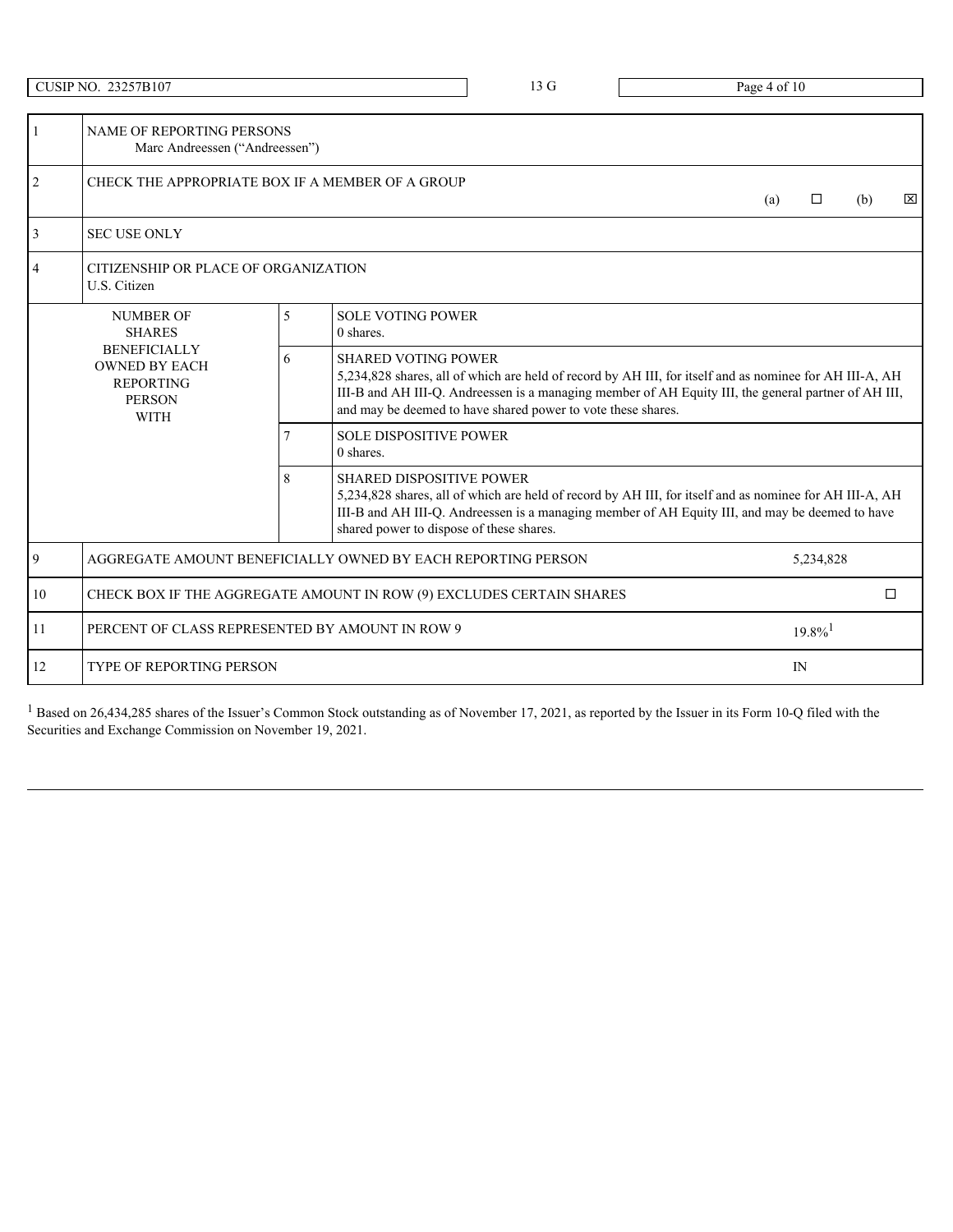| CUSIP NO. 23257B107 | 13 G | |
|---|---|---|

| | | | |
|---|---|---|---|
| 1 | NAME OF REPORTING PERSONS<br>Marc Andreessen ("Andreessen") | | |
| 2 | CHECK THE APPROPRIATE BOX IF A MEMBER OF A GROUP (a) ☐ (b) ☒ | | |
| 3 | SEC USE ONLY | | |
| 4 | CITIZENSHIP OR PLACE OF ORGANIZATION<br>U.S. Citizen | | |
| NUMBER OF SHARES BENEFICIALLY OWNED BY EACH REPORTING PERSON WITH | | 5 | SOLE VOTING POWER<br>0 shares. |
| | | 6 | SHARED VOTING POWER<br>5,234,828 shares, all of which are held of record by AH III, for itself and as nominee for AH III-A, AH III-B and AH III-Q. Andreessen is a managing member of AH Equity III, the general partner of AH III, and may be deemed to have shared power to vote these shares. |
| | | 7 | SOLE DISPOSITIVE POWER<br>0 shares. |
| | | 8 | SHARED DISPOSITIVE POWER<br>5,234,828 shares, all of which are held of record by AH III, for itself and as nominee for AH III-A, AH III-B and AH III-Q. Andreessen is a managing member of AH Equity III, and may be deemed to have shared power to dispose of these shares. |
| 9 | AGGREGATE AMOUNT BENEFICIALLY OWNED BY EACH REPORTING PERSON | | 5,234,828 |
| 10 | CHECK BOX IF THE AGGREGATE AMOUNT IN ROW (9) EXCLUDES CERTAIN SHARES | | ☐ |
| 11 | PERCENT OF CLASS REPRESENTED BY AMOUNT IN ROW 9 | | 19.8%[1] |
| 12 | TYPE OF REPORTING PERSON | | IN |

[1] Based on 26,434,285 shares of the Issuer's Common Stock outstanding as of November 17, 2021, as reported by the Issuer in its Form 10-Q filed with the Securities and Exchange Commission on November 19, 2021.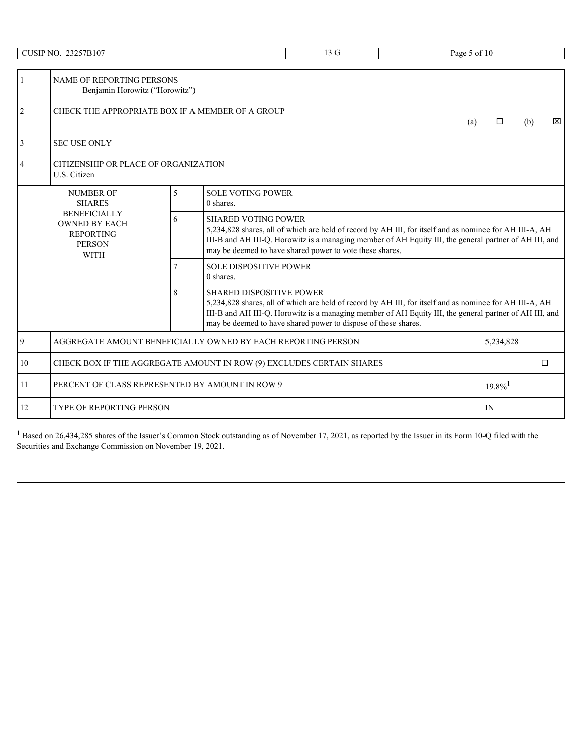| CUSIP NO. 23257B107 | 13 G |
|---|---|

| | | | |
|---|---|---|---|
| 1 | NAME OF REPORTING PERSONS<br>Benjamin Horowitz ("Horowitz") | | |
| 2 | CHECK THE APPROPRIATE BOX IF A MEMBER OF A GROUP | | (a) ☐ (b) ☒ |
| 3 | SEC USE ONLY | | |
| 4 | CITIZENSHIP OR PLACE OF ORGANIZATION<br>U.S. Citizen | | |
| NUMBER OF SHARES BENEFICIALLY OWNED BY EACH REPORTING PERSON WITH | 5 | SOLE VOTING POWER<br>0 shares. | |
| | 6 | SHARED VOTING POWER<br>5,234,828 shares, all of which are held of record by AH III, for itself and as nominee for AH III-A, AH III-B and AH III-Q. Horowitz is a managing member of AH Equity III, the general partner of AH III, and may be deemed to have shared power to vote these shares. | |
| | 7 | SOLE DISPOSITIVE POWER<br>0 shares. | |
| | 8 | SHARED DISPOSITIVE POWER<br>5,234,828 shares, all of which are held of record by AH III, for itself and as nominee for AH III-A, AH III-B and AH III-Q. Horowitz is a managing member of AH Equity III, the general partner of AH III, and may be deemed to have shared power to dispose of these shares. | |
| 9 | AGGREGATE AMOUNT BENEFICIALLY OWNED BY EACH REPORTING PERSON | | 5,234,828 |
| 10 | CHECK BOX IF THE AGGREGATE AMOUNT IN ROW (9) EXCLUDES CERTAIN SHARES | | ☐ |
| 11 | PERCENT OF CLASS REPRESENTED BY AMOUNT IN ROW 9 | | 19.8%[1] |
| 12 | TYPE OF REPORTING PERSON | | IN |

[1] Based on 26,434,285 shares of the Issuer's Common Stock outstanding as of November 17, 2021, as reported by the Issuer in its Form 10-Q filed with the Securities and Exchange Commission on November 19, 2021.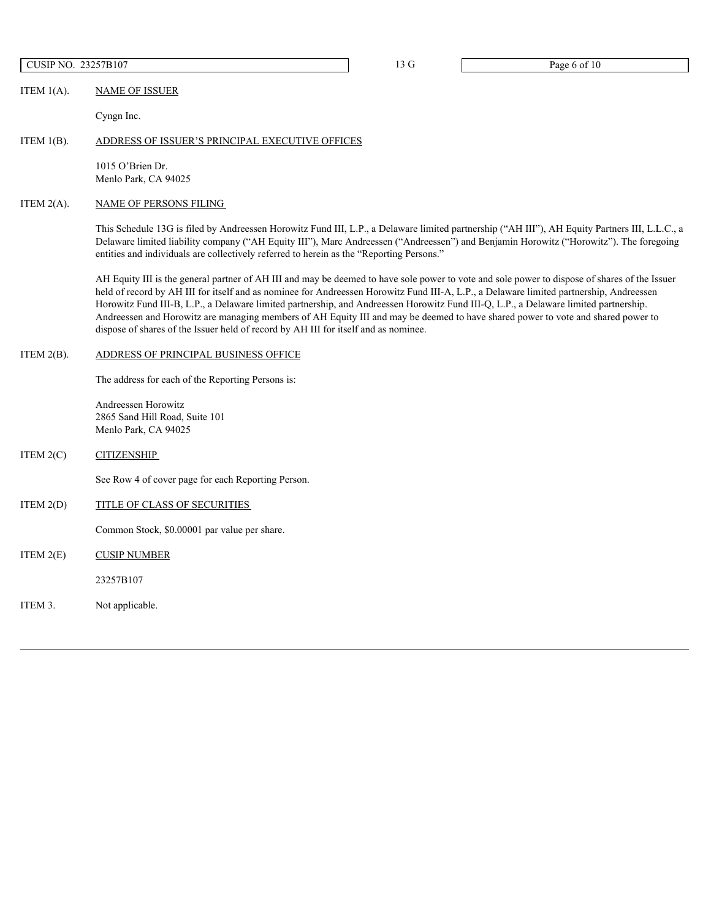ITEM 1(A). NAME OF ISSUER

Cyngn Inc.

ITEM 1(B). ADDRESS OF ISSUER'S PRINCIPAL EXECUTIVE OFFICES

1015 O'Brien Dr.
Menlo Park, CA 94025

ITEM 2(A). NAME OF PERSONS FILING

This Schedule 13G is filed by Andreessen Horowitz Fund III, L.P., a Delaware limited partnership ("AH III"), AH Equity Partners III, L.L.C., a Delaware limited liability company ("AH Equity III"), Marc Andreessen ("Andreessen") and Benjamin Horowitz ("Horowitz"). The foregoing entities and individuals are collectively referred to herein as the "Reporting Persons."

AH Equity III is the general partner of AH III and may be deemed to have sole power to vote and sole power to dispose of shares of the Issuer held of record by AH III for itself and as nominee for Andreessen Horowitz Fund III-A, L.P., a Delaware limited partnership, Andreessen Horowitz Fund III-B, L.P., a Delaware limited partnership, and Andreessen Horowitz Fund III-Q, L.P., a Delaware limited partnership. Andreessen and Horowitz are managing members of AH Equity III and may be deemed to have shared power to vote and shared power to dispose of shares of the Issuer held of record by AH III for itself and as nominee.

ITEM 2(B). ADDRESS OF PRINCIPAL BUSINESS OFFICE

The address for each of the Reporting Persons is:

Andreessen Horowitz
2865 Sand Hill Road, Suite 101
Menlo Park, CA 94025

ITEM 2(C) CITIZENSHIP

See Row 4 of cover page for each Reporting Person.

ITEM 2(D) TITLE OF CLASS OF SECURITIES

Common Stock, $0.00001 par value per share.

ITEM 2(E) CUSIP NUMBER

23257B107

ITEM 3. Not applicable.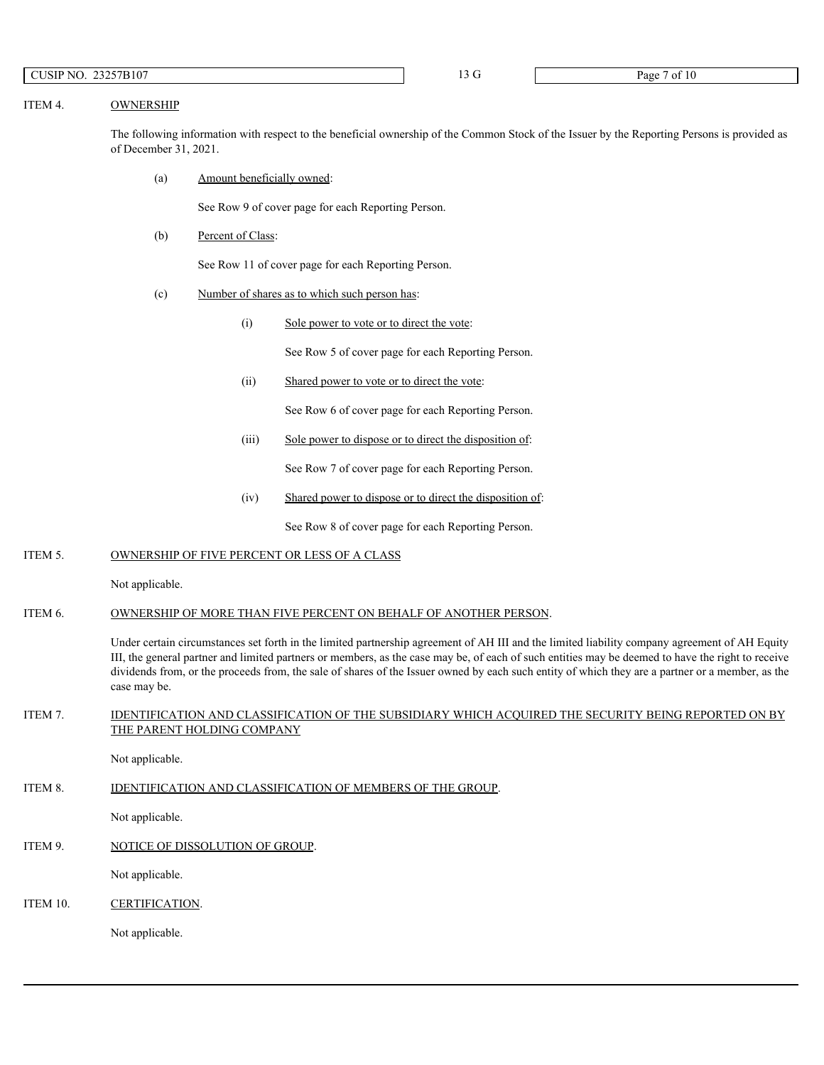ITEM 4. OWNERSHIP

The following information with respect to the beneficial ownership of the Common Stock of the Issuer by the Reporting Persons is provided as of December 31, 2021.

(a) Amount beneficially owned:

See Row 9 of cover page for each Reporting Person.

(b) Percent of Class:

See Row 11 of cover page for each Reporting Person.

(c) Number of shares as to which such person has:

(i) Sole power to vote or to direct the vote:

See Row 5 of cover page for each Reporting Person.

(ii) Shared power to vote or to direct the vote:

See Row 6 of cover page for each Reporting Person.

(iii) Sole power to dispose or to direct the disposition of:

See Row 7 of cover page for each Reporting Person.

(iv) Shared power to dispose or to direct the disposition of:

See Row 8 of cover page for each Reporting Person.

ITEM 5. OWNERSHIP OF FIVE PERCENT OR LESS OF A CLASS

Not applicable.

ITEM 6. OWNERSHIP OF MORE THAN FIVE PERCENT ON BEHALF OF ANOTHER PERSON.

Under certain circumstances set forth in the limited partnership agreement of AH III and the limited liability company agreement of AH Equity III, the general partner and limited partners or members, as the case may be, of each of such entities may be deemed to have the right to receive dividends from, or the proceeds from, the sale of shares of the Issuer owned by each such entity of which they are a partner or a member, as the case may be.

ITEM 7. IDENTIFICATION AND CLASSIFICATION OF THE SUBSIDIARY WHICH ACQUIRED THE SECURITY BEING REPORTED ON BY THE PARENT HOLDING COMPANY

Not applicable.

ITEM 8. IDENTIFICATION AND CLASSIFICATION OF MEMBERS OF THE GROUP.

Not applicable.

ITEM 9. NOTICE OF DISSOLUTION OF GROUP.

Not applicable.

ITEM 10. CERTIFICATION.

Not applicable.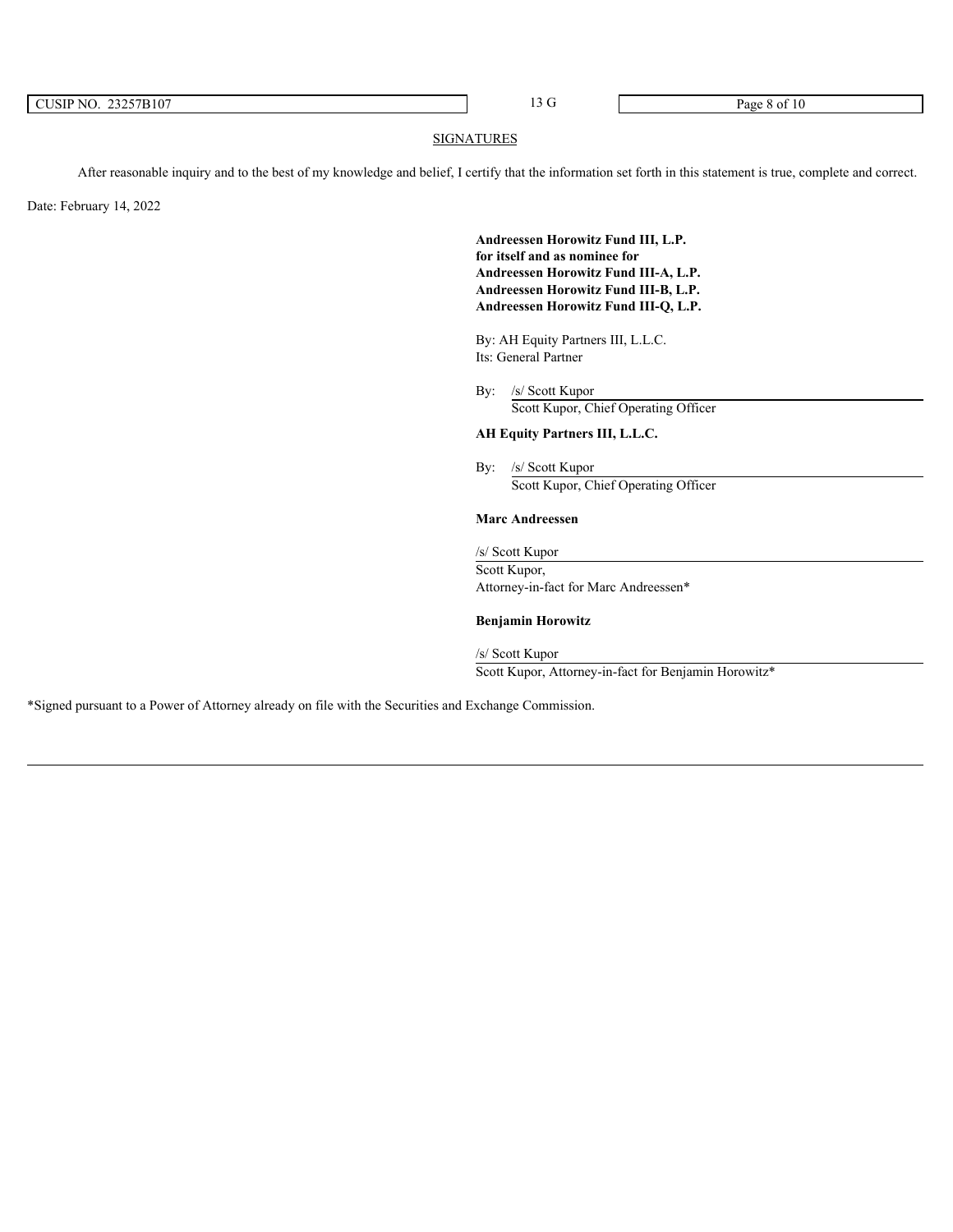## SIGNATURES

After reasonable inquiry and to the best of my knowledge and belief, I certify that the information set forth in this statement is true, complete and correct.

Date: February 14, 2022

**Andreessen Horowitz Fund III, L.P.**
**for itself and as nominee for**
**Andreessen Horowitz Fund III-A, L.P.**
**Andreessen Horowitz Fund III-B, L.P.**
**Andreessen Horowitz Fund III-Q, L.P.**

By: AH Equity Partners III, L.L.C.
Its: General Partner

By: /s/ Scott Kupor
Scott Kupor, Chief Operating Officer

**AH Equity Partners III, L.L.C.**

By: /s/ Scott Kupor
Scott Kupor, Chief Operating Officer

**Marc Andreessen**

/s/ Scott Kupor
Scott Kupor,
Attorney-in-fact for Marc Andreessen*

**Benjamin Horowitz**

/s/ Scott Kupor
Scott Kupor, Attorney-in-fact for Benjamin Horowitz*

*Signed pursuant to a Power of Attorney already on file with the Securities and Exchange Commission.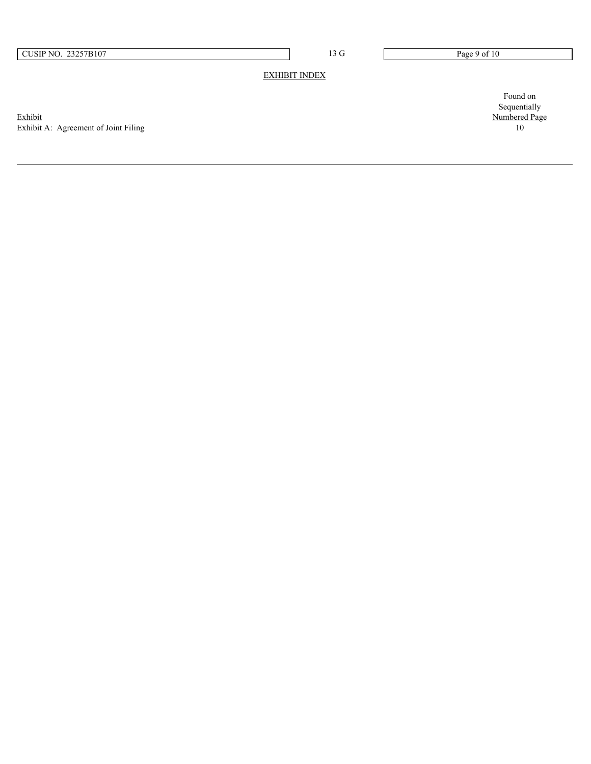## EXHIBIT INDEX

| Exhibit | Found on Sequentially Numbered Page |
| --- | --- |
| Exhibit A: Agreement of Joint Filing | 10 |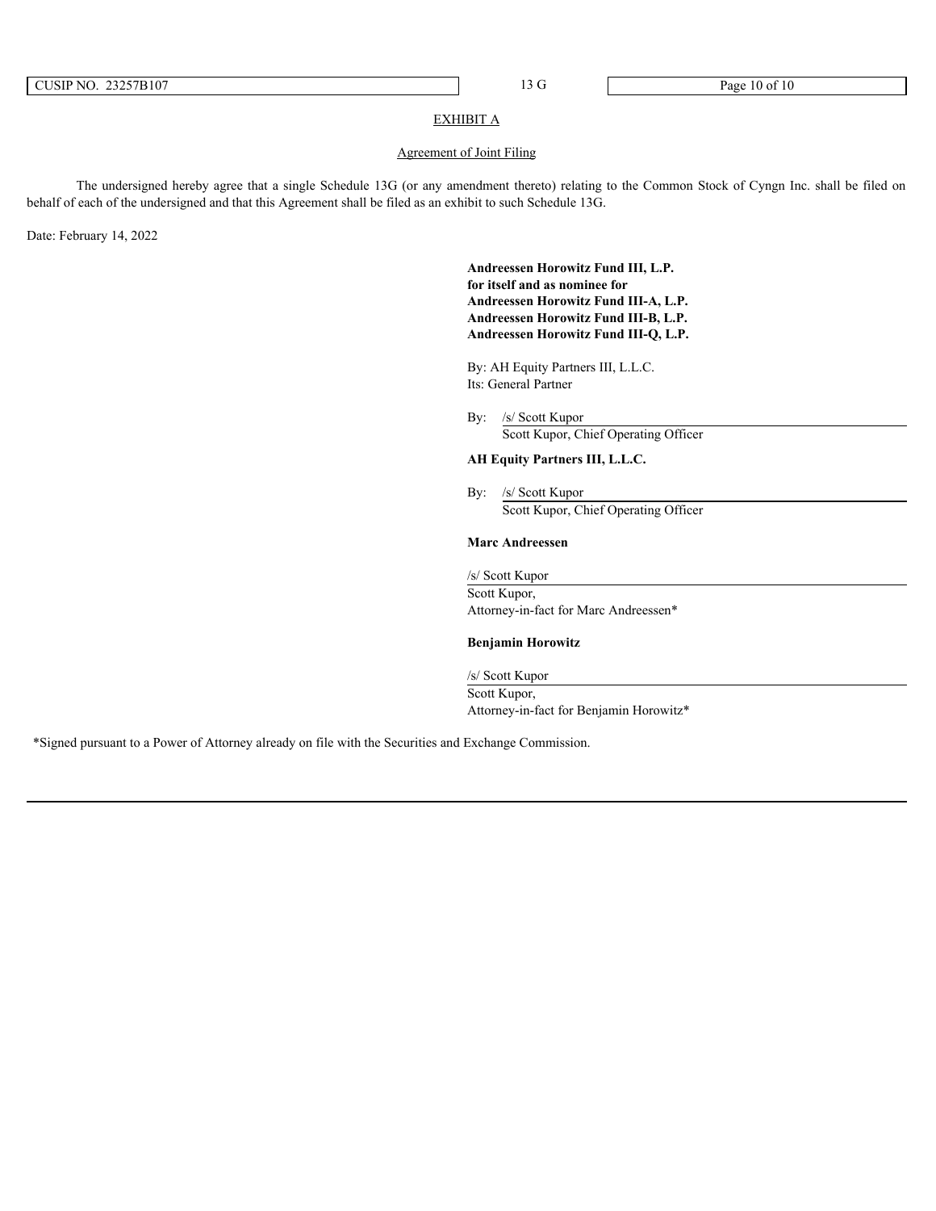## EXHIBIT A

### Agreement of Joint Filing

The undersigned hereby agree that a single Schedule 13G (or any amendment thereto) relating to the Common Stock of Cyngn Inc. shall be filed on behalf of each of the undersigned and that this Agreement shall be filed as an exhibit to such Schedule 13G.

Date: February 14, 2022

**Andreessen Horowitz Fund III, L.P.**
**for itself and as nominee for**
**Andreessen Horowitz Fund III-A, L.P.**
**Andreessen Horowitz Fund III-B, L.P.**
**Andreessen Horowitz Fund III-Q, L.P.**

By: AH Equity Partners III, L.L.C.
Its: General Partner

By: /s/ Scott Kupor
Scott Kupor, Chief Operating Officer

**AH Equity Partners III, L.L.C.**

By: /s/ Scott Kupor
Scott Kupor, Chief Operating Officer

**Marc Andreessen**

/s/ Scott Kupor
Scott Kupor,
Attorney-in-fact for Marc Andreessen*

**Benjamin Horowitz**

/s/ Scott Kupor
Scott Kupor,
Attorney-in-fact for Benjamin Horowitz*

*Signed pursuant to a Power of Attorney already on file with the Securities and Exchange Commission.